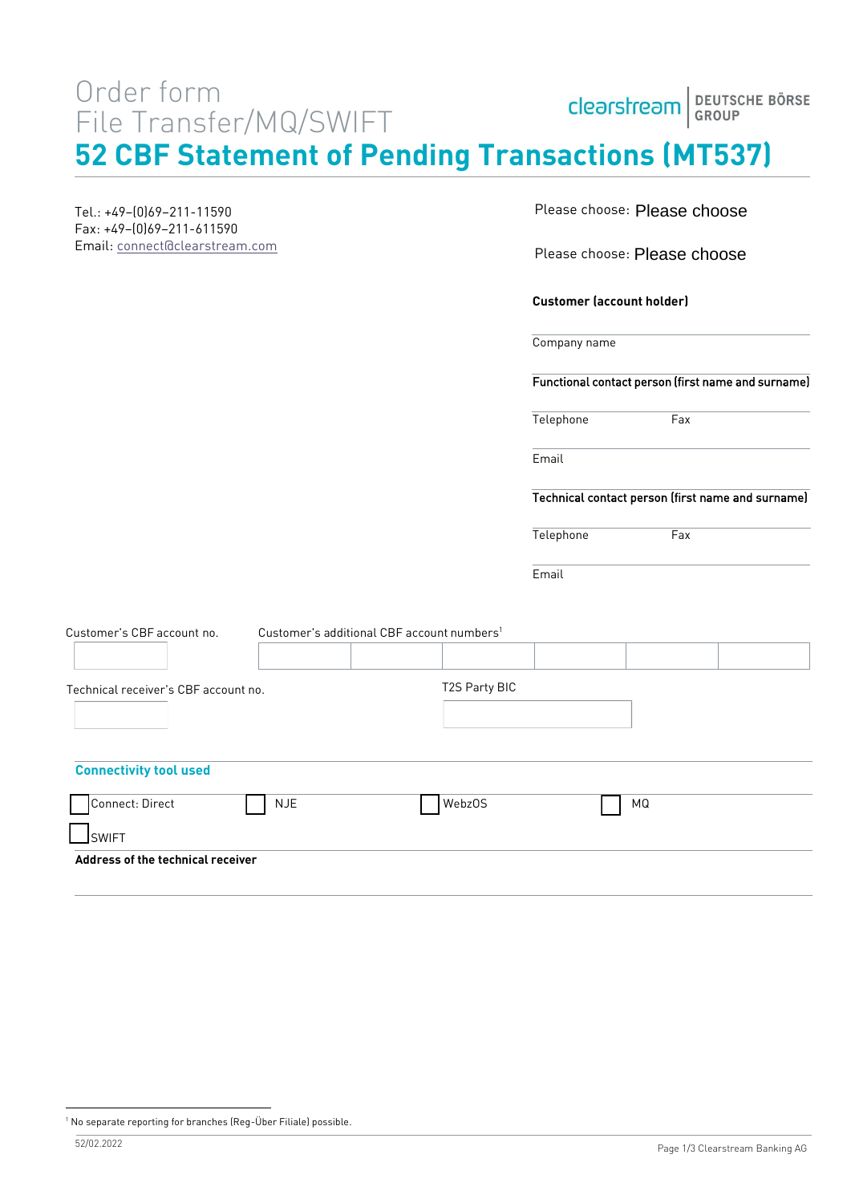# Order form
# File Transfer/MQ/SWIFT

## 52 CBF Statement of Pending Transactions (MT537)

clearstream | DEUTSCHE BÖRSE GROUP

Tel.: +49–(0)69–211-11590
Fax: +49–(0)69–211-611590
Email: connect@clearstream.com

Please choose: Please choose

Please choose: Please choose

**Customer (account holder)**

Company name

Functional contact person (first name and surname)

Telephone Fax

Email

Technical contact person (first name and surname)

Telephone Fax

Email

Customer's CBF account no.

Customer's additional CBF account numbers[1]

Technical receiver's CBF account no.

T2S Party BIC

### Connectivity tool used

☐ Connect: Direct ☐ NJE ☐ WebzOS ☐ MQ

☐ SWIFT

**Address of the technical receiver**

[1] No separate reporting for branches (Reg-Über Filiale) possible.

52/02.2022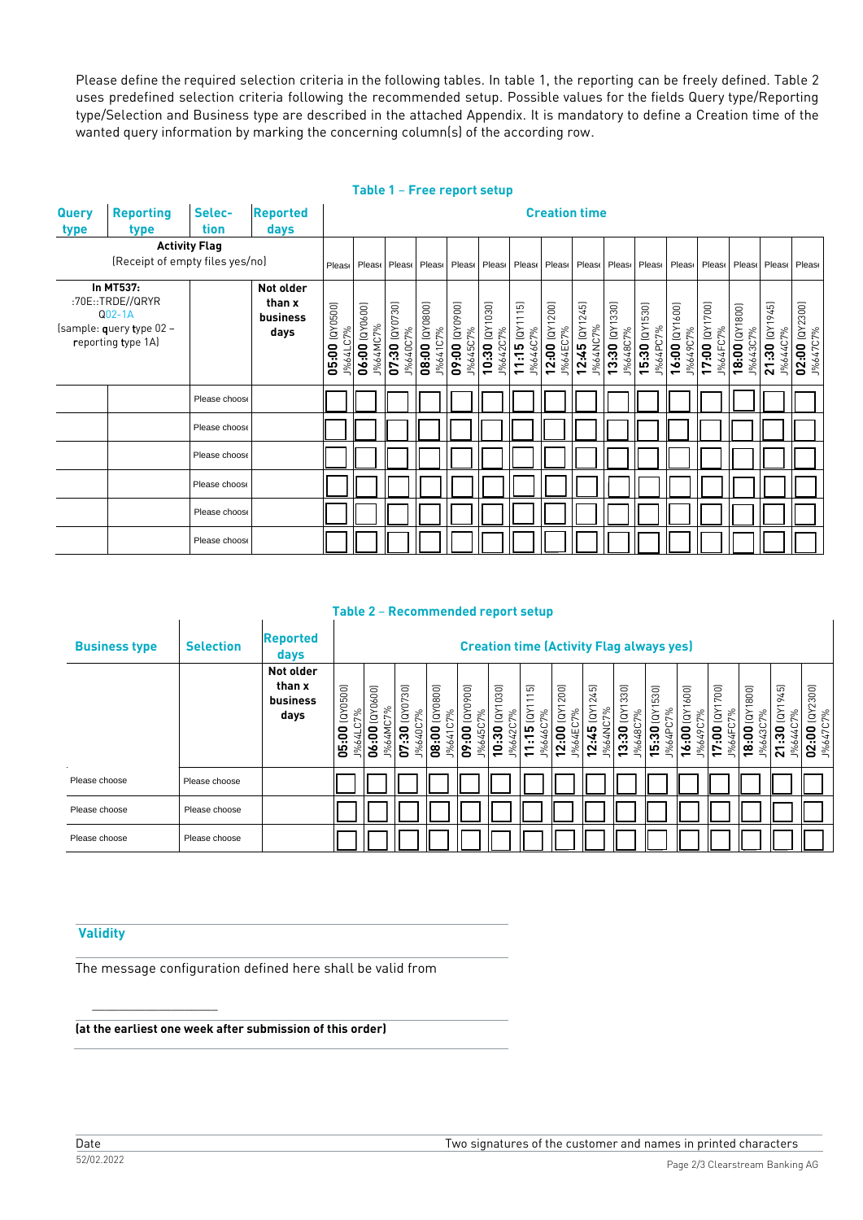Please define the required selection criteria in the following tables. In table 1, the reporting can be freely defined. Table 2 uses predefined selection criteria following the recommended setup. Possible values for the fields Query type/Reporting type/Selection and Business type are described in the attached Appendix. It is mandatory to define a Creation time of the wanted query information by marking the concerning column(s) of the according row.

**Table 1 – Free report setup**

| Query type | Reporting type | Selec-tion | Reported days | Creation time | | | | | | | | | | | | | | | |
|---|---|---|---|---|---|---|---|---|---|---|---|---|---|---|---|---|---|---|---|
| **Activity Flag** (Receipt of empty files yes/no) | | | | Please | Please | Please | Please | Please | Please | Please | Please | Please | Please | Please | Please | Please | Please | Please | Please |
| **In MT537:** :70E::TRDE//QRYR Q02-1A (sample: query type 02 – reporting type 1A) | | | **Not older than x business days** | **05:00** (QY0500) J%64LC7% | **06:00** (QY0600) J%64MC7% | **07:30** (QY0730) J%640C7% | **08:00** (QY0800) J%641C7% | **09:00** (QY0900) J%645C7% | **10:30** (QY1030) J%642C7% | **11:15** (QY1115) J%646C7% | **12:00** (QY1200) J%64EC7% | **12:45** (QY1245) J%64NC7% | **13:30** (QY1330) J%648C7% | **15:30** (QY1530) J%64PC7% | **16:00** (QY1600) J%649C7% | **17:00** (QY1700) J%64FC7% | **18:00** (QY1800) J%643C7% | **21:30** (QY1945) J%644C7% | **02:00** (QY2300) J%647C7% |
| | | Please choose | | | | | | | | | | | | | | | | | |
| | | Please choose | | | | | | | | | | | | | | | | | |
| | | Please choose | | | | | | | | | | | | | | | | | |
| | | Please choose | | | | | | | | | | | | | | | | | |
| | | Please choose | | | | | | | | | | | | | | | | | |
| | | Please choose | | | | | | | | | | | | | | | | | |

**Table 2 – Recommended report setup**

| Business type | Selection | Reported days | Creation time (Activity Flag always yes) | | | | | | | | | | | | | | | |
|---|---|---|---|---|---|---|---|---|---|---|---|---|---|---|---|---|---|---|
| | | **Not older than x business days** | **05:00** (QY0500) J%64LC7% | **06:00** (QY0600) J%64MC7% | **07:30** (QY0730) J%640C7% | **08:00** (QY0800) J%641C7% | **09:00** (QY0900) J%645C7% | **10:30** (QY1030) J%642C7% | **11:15** (QY1115) J%646C7% | **12:00** (QY1200) J%64EC7% | **12:45** (QY1245) J%64NC7% | **13:30** (QY1330) J%648C7% | **15:30** (QY1530) J%64PC7% | **16:00** (QY1600) J%649C7% | **17:00** (QY1700) J%64FC7% | **18:00** (QY1800) J%643C7% | **21:30** (QY1945) J%644C7% | **02:00** (QY2300) J%647C7% |
| Please choose | Please choose | | | | | | | | | | | | | | | | | |
| Please choose | Please choose | | | | | | | | | | | | | | | | | |
| Please choose | Please choose | | | | | | | | | | | | | | | | | |

## Validity

The message configuration defined here shall be valid from

\_\_\_\_\_\_\_\_\_\_\_\_\_\_\_\_\_\_\_\_

**(at the earliest one week after submission of this order)**

Date | Two signatures of the customer and names in printed characters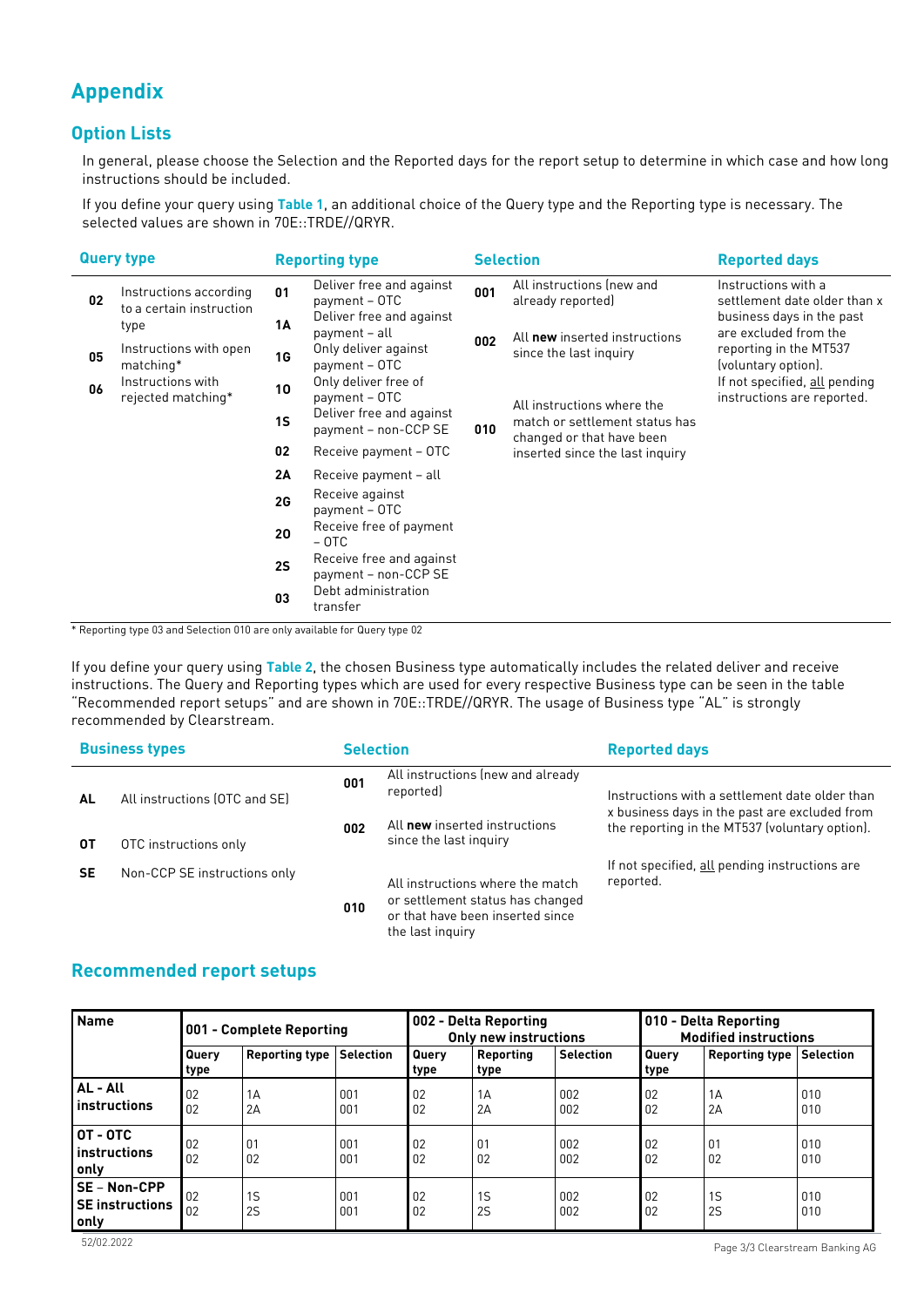# Appendix

## Option Lists

In general, please choose the Selection and the Reported days for the report setup to determine in which case and how long instructions should be included.

If you define your query using **Table 1**, an additional choice of the Query type and the Reporting type is necessary. The selected values are shown in 70E::TRDE//QRYR.

| Query type | | Reporting type | | Selection | | Reported days |
|---|---|---|---|---|---|---|
| **02** | Instructions according to a certain instruction type | **01** | Deliver free and against payment – OTC | **001** | All instructions (new and already reported) | Instructions with a settlement date older than x business days in the past are excluded from the reporting in the MT537 (voluntary option). If not specified, <u>all</u> pending instructions are reported. |
| **05** | Instructions with open matching* | **1A** | Deliver free and against payment – all | **002** | All **new** inserted instructions since the last inquiry | |
| **06** | Instructions with rejected matching* | **1G** | Only deliver against payment – OTC | **010** | All instructions where the match or settlement status has changed or that have been inserted since the last inquiry | |
| | | **1O** | Only deliver free of payment – OTC | | | |
| | | **1S** | Deliver free and against payment – non-CCP SE | | | |
| | | **02** | Receive payment – OTC | | | |
| | | **2A** | Receive payment – all | | | |
| | | **2G** | Receive against payment – OTC | | | |
| | | **2O** | Receive free of payment – OTC | | | |
| | | **2S** | Receive free and against payment – non-CCP SE | | | |
| | | **03** | Debt administration transfer | | | |

\* Reporting type 03 and Selection 010 are only available for Query type 02

If you define your query using **Table 2**, the chosen Business type automatically includes the related deliver and receive instructions. The Query and Reporting types which are used for every respective Business type can be seen in the table "Recommended report setups" and are shown in 70E::TRDE//QRYR. The usage of Business type "AL" is strongly recommended by Clearstream.

| Business types | | Selection | | Reported days |
|---|---|---|---|---|
| **AL** | All instructions (OTC and SE) | **001** | All instructions (new and already reported) | Instructions with a settlement date older than x business days in the past are excluded from the reporting in the MT537 (voluntary option). |
| **OT** | OTC instructions only | **002** | All **new** inserted instructions since the last inquiry | If not specified, <u>all</u> pending instructions are reported. |
| **SE** | Non-CCP SE instructions only | **010** | All instructions where the match or settlement status has changed or that have been inserted since the last inquiry | |

## Recommended report setups

| Name | 001 - Complete Reporting | | | 002 - Delta Reporting Only new instructions | | | 010 - Delta Reporting Modified instructions | | |
|---|---|---|---|---|---|---|---|---|---|
| | Query type | Reporting type | Selection | Query type | Reporting type | Selection | Query type | Reporting type | Selection |
| **AL - All instructions** | 02<br>02 | 1A<br>2A | 001<br>001 | 02<br>02 | 1A<br>2A | 002<br>002 | 02<br>02 | 1A<br>2A | 010<br>010 |
| **OT - OTC instructions only** | 02<br>02 | 01<br>02 | 001<br>001 | 02<br>02 | 01<br>02 | 002<br>002 | 02<br>02 | 01<br>02 | 010<br>010 |
| **SE – Non-CPP SE instructions only** | 02<br>02 | 1S<br>2S | 001<br>001 | 02<br>02 | 1S<br>2S | 002<br>002 | 02<br>02 | 1S<br>2S | 010<br>010 |

52/02.2022